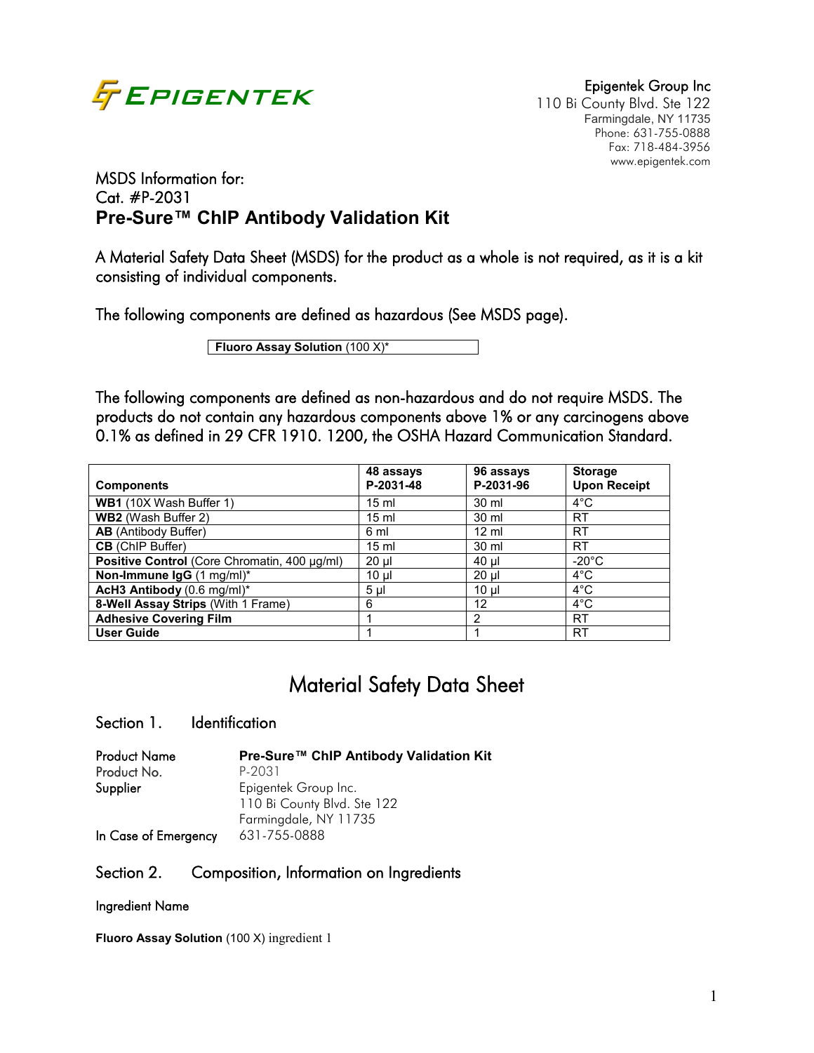Epigentek Group Inc
110 Bi County Blvd. Ste 122
Farmingdale, NY 11735
Phone: 631-755-0888
Fax: 718-484-3956
www.epigentek.com

MSDS Information for:
Cat. #P-2031

# Pre-Sure™ ChIP Antibody Validation Kit

A Material Safety Data Sheet (MSDS) for the product as a whole is not required, as it is a kit consisting of individual components.

The following components are defined as hazardous (See MSDS page).

| **Fluoro Assay Solution** (100 X)* |
|---|

The following components are defined as non-hazardous and do not require MSDS. The products do not contain any hazardous components above 1% or any carcinogens above 0.1% as defined in 29 CFR 1910. 1200, the OSHA Hazard Communication Standard.

| Components | 48 assays P-2031-48 | 96 assays P-2031-96 | Storage Upon Receipt |
|---|---|---|---|
| **WB1** (10X Wash Buffer 1) | 15 ml | 30 ml | 4°C |
| **WB2** (Wash Buffer 2) | 15 ml | 30 ml | RT |
| **AB** (Antibody Buffer) | 6 ml | 12 ml | RT |
| **CB** (ChIP Buffer) | 15 ml | 30 ml | RT |
| **Positive Control** (Core Chromatin, 400 µg/ml) | 20 µl | 40 µl | -20°C |
| **Non-Immune IgG** (1 mg/ml)* | 10 µl | 20 µl | 4°C |
| **AcH3 Antibody** (0.6 mg/ml)* | 5 µl | 10 µl | 4°C |
| **8-Well Assay Strips** (With 1 Frame) | 6 | 12 | 4°C |
| **Adhesive Covering Film** | 1 | 2 | RT |
| **User Guide** | 1 | 1 | RT |

# Material Safety Data Sheet

## Section 1. Identification

| | |
|---|---|
| Product Name | **Pre-Sure™ ChIP Antibody Validation Kit** |
| Product No. | P-2031 |
| Supplier | Epigentek Group Inc.<br>110 Bi County Blvd. Ste 122<br>Farmingdale, NY 11735 |
| In Case of Emergency | 631-755-0888 |

## Section 2. Composition, Information on Ingredients

Ingredient Name

**Fluoro Assay Solution** (100 X) ingredient 1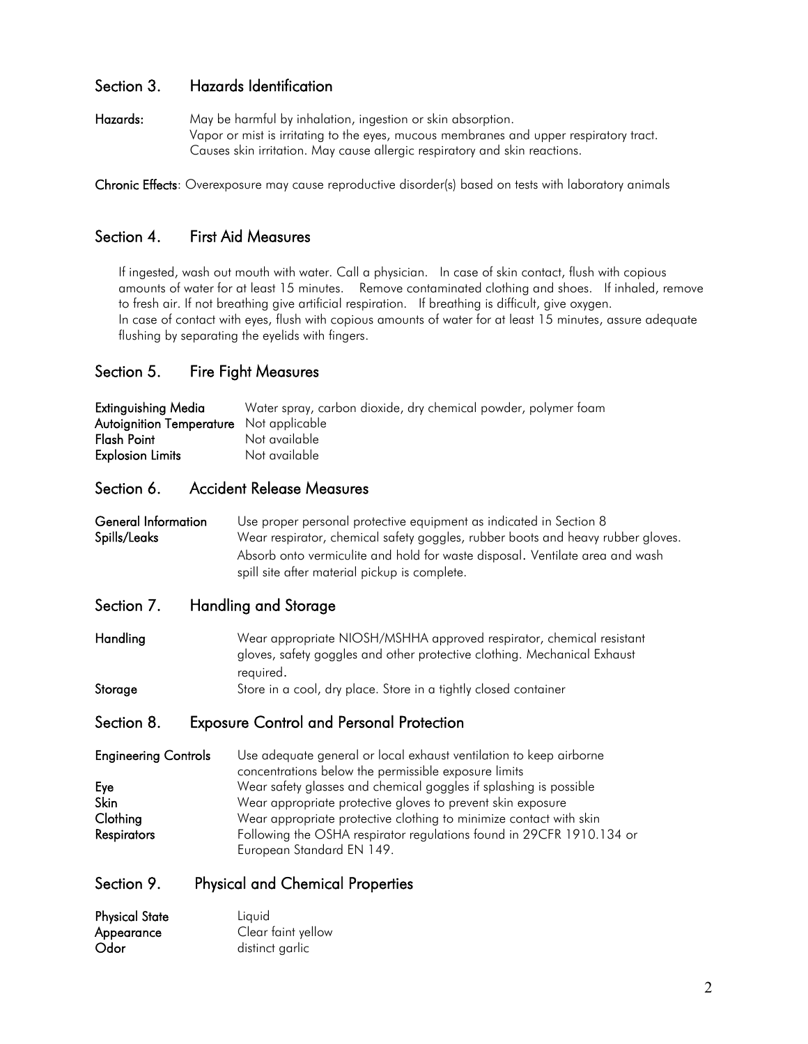## Section 3. Hazards Identification

**Hazards:** May be harmful by inhalation, ingestion or skin absorption.
Vapor or mist is irritating to the eyes, mucous membranes and upper respiratory tract.
Causes skin irritation. May cause allergic respiratory and skin reactions.

**Chronic Effects**: Overexposure may cause reproductive disorder(s) based on tests with laboratory animals

## Section 4. First Aid Measures

If ingested, wash out mouth with water. Call a physician. In case of skin contact, flush with copious amounts of water for at least 15 minutes. Remove contaminated clothing and shoes. If inhaled, remove to fresh air. If not breathing give artificial respiration. If breathing is difficult, give oxygen.
In case of contact with eyes, flush with copious amounts of water for at least 15 minutes, assure adequate flushing by separating the eyelids with fingers.

## Section 5. Fire Fight Measures

**Extinguishing Media** Water spray, carbon dioxide, dry chemical powder, polymer foam
**Autoignition Temperature** Not applicable
**Flash Point** Not available
**Explosion Limits** Not available

## Section 6. Accident Release Measures

**General Information** Use proper personal protective equipment as indicated in Section 8
**Spills/Leaks** Wear respirator, chemical safety goggles, rubber boots and heavy rubber gloves. Absorb onto vermiculite and hold for waste disposal. Ventilate area and wash spill site after material pickup is complete.

## Section 7. Handling and Storage

**Handling** Wear appropriate NIOSH/MSHHA approved respirator, chemical resistant gloves, safety goggles and other protective clothing. Mechanical Exhaust required.
**Storage** Store in a cool, dry place. Store in a tightly closed container

## Section 8. Exposure Control and Personal Protection

**Engineering Controls** Use adequate general or local exhaust ventilation to keep airborne concentrations below the permissible exposure limits
**Eye** Wear safety glasses and chemical goggles if splashing is possible
**Skin** Wear appropriate protective gloves to prevent skin exposure
**Clothing** Wear appropriate protective clothing to minimize contact with skin
**Respirators** Following the OSHA respirator regulations found in 29CFR 1910.134 or European Standard EN 149.

## Section 9. Physical and Chemical Properties

**Physical State** Liquid
**Appearance** Clear faint yellow
**Odor** distinct garlic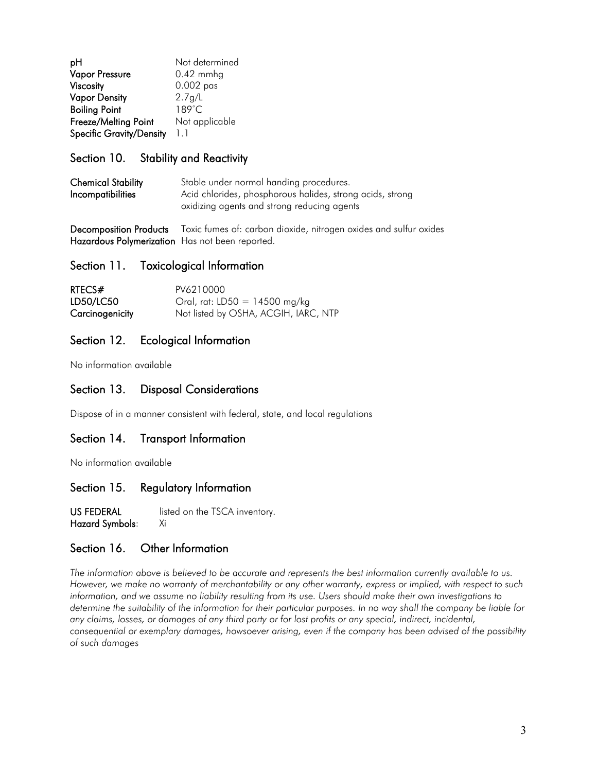| | |
|---|---|
| **pH** | Not determined |
| **Vapor Pressure** | 0.42 mmhg |
| **Viscosity** | 0.002 pas |
| **Vapor Density** | 2.7g/L |
| **Boiling Point** | 189°C |
| **Freeze/Melting Point** | Not applicable |
| **Specific Gravity/Density** | 1.1 |

## Section 10. Stability and Reactivity

| | |
|---|---|
| **Chemical Stability** | Stable under normal handing procedures. |
| **Incompatibilities** | Acid chlorides, phosphorous halides, strong acids, strong oxidizing agents and strong reducing agents |

**Decomposition Products** Toxic fumes of: carbon dioxide, nitrogen oxides and sulfur oxides
**Hazardous Polymerization** Has not been reported.

## Section 11. Toxicological Information

| | |
|---|---|
| **RTECS#** | PV6210000 |
| **LD50/LC50** | Oral, rat: LD50 = 14500 mg/kg |
| **Carcinogenicity** | Not listed by OSHA, ACGIH, IARC, NTP |

## Section 12. Ecological Information

No information available

## Section 13. Disposal Considerations

Dispose of in a manner consistent with federal, state, and local regulations

## Section 14. Transport Information

No information available

## Section 15. Regulatory Information

**US FEDERAL** listed on the TSCA inventory.
**Hazard Symbols**: Xi

## Section 16. Other Information

*The information above is believed to be accurate and represents the best information currently available to us. However, we make no warranty of merchantability or any other warranty, express or implied, with respect to such information, and we assume no liability resulting from its use. Users should make their own investigations to determine the suitability of the information for their particular purposes. In no way shall the company be liable for any claims, losses, or damages of any third party or for lost profits or any special, indirect, incidental, consequential or exemplary damages, howsoever arising, even if the company has been advised of the possibility of such damages*